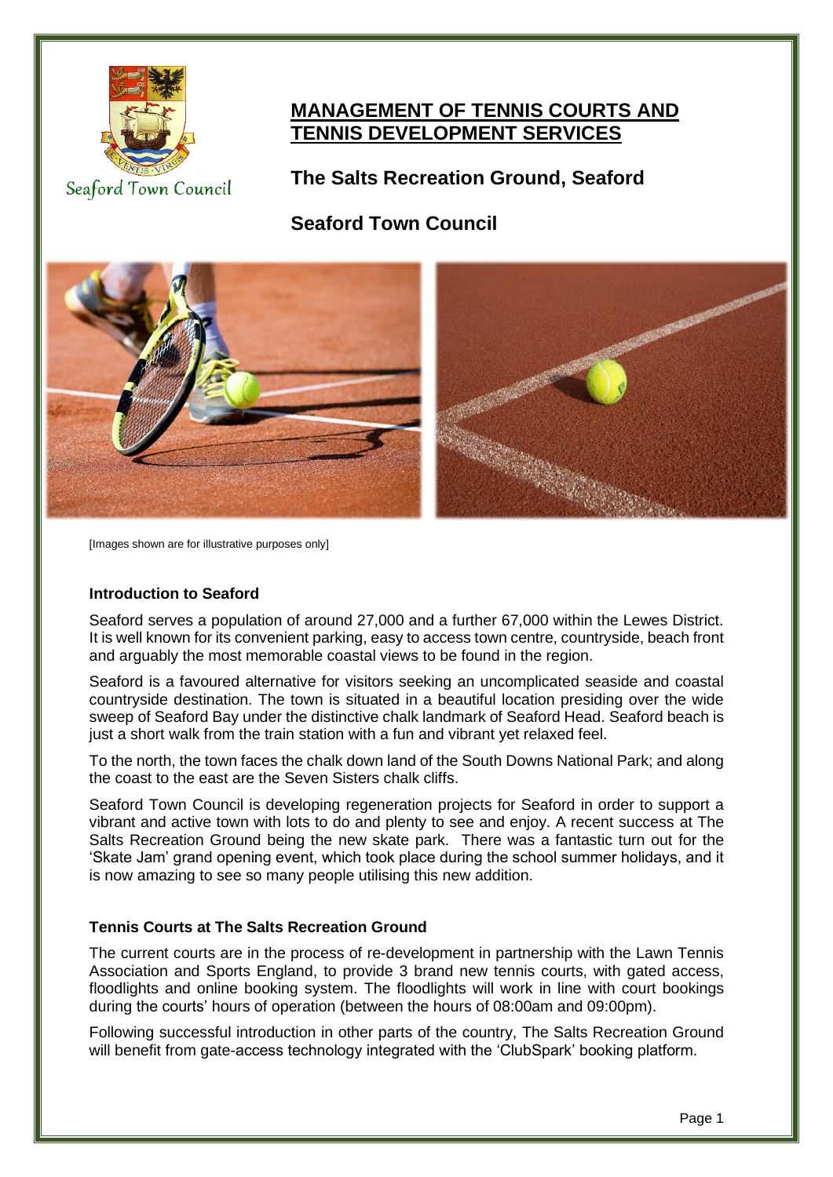Seaford Town Council

# MANAGEMENT OF TENNIS COURTS AND TENNIS DEVELOPMENT SERVICES

## The Salts Recreation Ground, Seaford

## Seaford Town Council

[Images shown are for illustrative purposes only]

### Introduction to Seaford

Seaford serves a population of around 27,000 and a further 67,000 within the Lewes District. It is well known for its convenient parking, easy to access town centre, countryside, beach front and arguably the most memorable coastal views to be found in the region.

Seaford is a favoured alternative for visitors seeking an uncomplicated seaside and coastal countryside destination. The town is situated in a beautiful location presiding over the wide sweep of Seaford Bay under the distinctive chalk landmark of Seaford Head. Seaford beach is just a short walk from the train station with a fun and vibrant yet relaxed feel.

To the north, the town faces the chalk down land of the South Downs National Park; and along the coast to the east are the Seven Sisters chalk cliffs.

Seaford Town Council is developing regeneration projects for Seaford in order to support a vibrant and active town with lots to do and plenty to see and enjoy. A recent success at The Salts Recreation Ground being the new skate park. There was a fantastic turn out for the 'Skate Jam' grand opening event, which took place during the school summer holidays, and it is now amazing to see so many people utilising this new addition.

### Tennis Courts at The Salts Recreation Ground

The current courts are in the process of re-development in partnership with the Lawn Tennis Association and Sports England, to provide 3 brand new tennis courts, with gated access, floodlights and online booking system. The floodlights will work in line with court bookings during the courts' hours of operation (between the hours of 08:00am and 09:00pm).

Following successful introduction in other parts of the country, The Salts Recreation Ground will benefit from gate-access technology integrated with the 'ClubSpark' booking platform.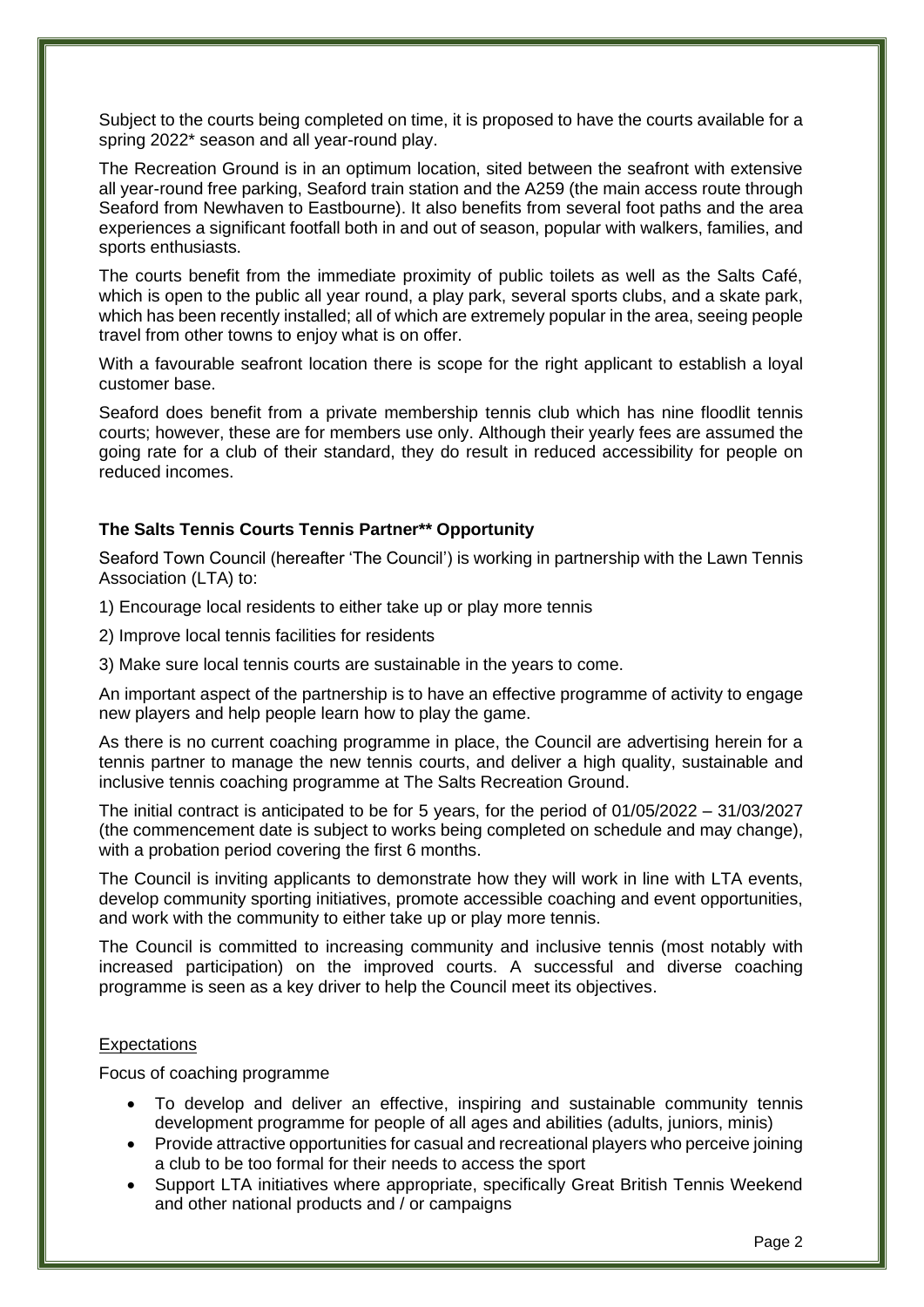Subject to the courts being completed on time, it is proposed to have the courts available for a spring 2022* season and all year-round play.

The Recreation Ground is in an optimum location, sited between the seafront with extensive all year-round free parking, Seaford train station and the A259 (the main access route through Seaford from Newhaven to Eastbourne). It also benefits from several foot paths and the area experiences a significant footfall both in and out of season, popular with walkers, families, and sports enthusiasts.

The courts benefit from the immediate proximity of public toilets as well as the Salts Café, which is open to the public all year round, a play park, several sports clubs, and a skate park, which has been recently installed; all of which are extremely popular in the area, seeing people travel from other towns to enjoy what is on offer.

With a favourable seafront location there is scope for the right applicant to establish a loyal customer base.

Seaford does benefit from a private membership tennis club which has nine floodlit tennis courts; however, these are for members use only. Although their yearly fees are assumed the going rate for a club of their standard, they do result in reduced accessibility for people on reduced incomes.

### The Salts Tennis Courts Tennis Partner** Opportunity

Seaford Town Council (hereafter 'The Council') is working in partnership with the Lawn Tennis Association (LTA) to:

1) Encourage local residents to either take up or play more tennis

2) Improve local tennis facilities for residents

3) Make sure local tennis courts are sustainable in the years to come.

An important aspect of the partnership is to have an effective programme of activity to engage new players and help people learn how to play the game.

As there is no current coaching programme in place, the Council are advertising herein for a tennis partner to manage the new tennis courts, and deliver a high quality, sustainable and inclusive tennis coaching programme at The Salts Recreation Ground.

The initial contract is anticipated to be for 5 years, for the period of 01/05/2022 – 31/03/2027 (the commencement date is subject to works being completed on schedule and may change), with a probation period covering the first 6 months.

The Council is inviting applicants to demonstrate how they will work in line with LTA events, develop community sporting initiatives, promote accessible coaching and event opportunities, and work with the community to either take up or play more tennis.

The Council is committed to increasing community and inclusive tennis (most notably with increased participation) on the improved courts. A successful and diverse coaching programme is seen as a key driver to help the Council meet its objectives.

<u>Expectations</u>

Focus of coaching programme

- To develop and deliver an effective, inspiring and sustainable community tennis development programme for people of all ages and abilities (adults, juniors, minis)
- Provide attractive opportunities for casual and recreational players who perceive joining a club to be too formal for their needs to access the sport
- Support LTA initiatives where appropriate, specifically Great British Tennis Weekend and other national products and / or campaigns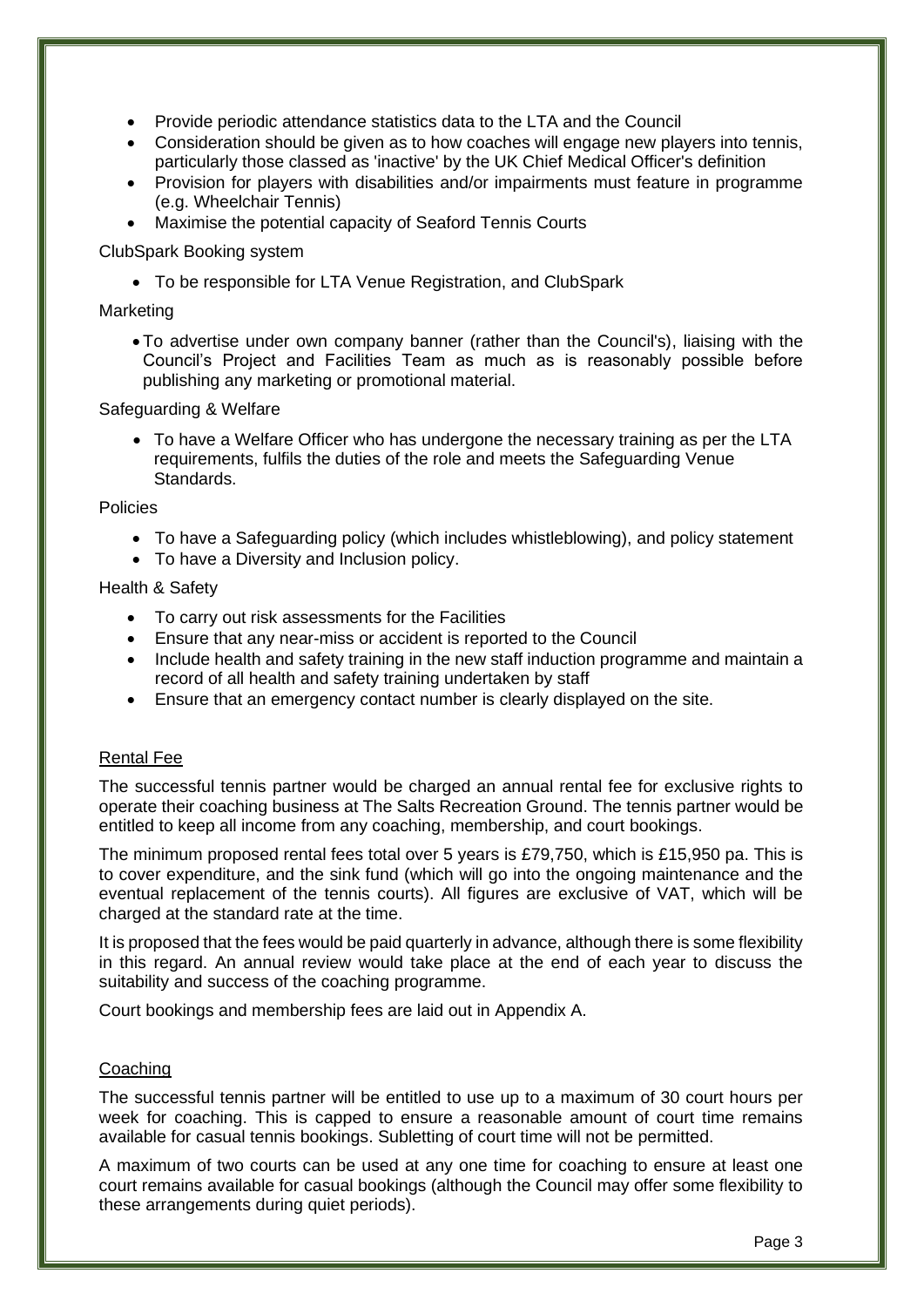- Provide periodic attendance statistics data to the LTA and the Council
- Consideration should be given as to how coaches will engage new players into tennis, particularly those classed as 'inactive' by the UK Chief Medical Officer's definition
- Provision for players with disabilities and/or impairments must feature in programme (e.g. Wheelchair Tennis)
- Maximise the potential capacity of Seaford Tennis Courts

ClubSpark Booking system

- To be responsible for LTA Venue Registration, and ClubSpark

Marketing

- To advertise under own company banner (rather than the Council's), liaising with the Council's Project and Facilities Team as much as is reasonably possible before publishing any marketing or promotional material.

Safeguarding & Welfare

- To have a Welfare Officer who has undergone the necessary training as per the LTA requirements, fulfils the duties of the role and meets the Safeguarding Venue Standards.

Policies

- To have a Safeguarding policy (which includes whistleblowing), and policy statement
- To have a Diversity and Inclusion policy.

Health & Safety

- To carry out risk assessments for the Facilities
- Ensure that any near-miss or accident is reported to the Council
- Include health and safety training in the new staff induction programme and maintain a record of all health and safety training undertaken by staff
- Ensure that an emergency contact number is clearly displayed on the site.

## Rental Fee

The successful tennis partner would be charged an annual rental fee for exclusive rights to operate their coaching business at The Salts Recreation Ground. The tennis partner would be entitled to keep all income from any coaching, membership, and court bookings.

The minimum proposed rental fees total over 5 years is £79,750, which is £15,950 pa. This is to cover expenditure, and the sink fund (which will go into the ongoing maintenance and the eventual replacement of the tennis courts). All figures are exclusive of VAT, which will be charged at the standard rate at the time.

It is proposed that the fees would be paid quarterly in advance, although there is some flexibility in this regard. An annual review would take place at the end of each year to discuss the suitability and success of the coaching programme.

Court bookings and membership fees are laid out in Appendix A.

## Coaching

The successful tennis partner will be entitled to use up to a maximum of 30 court hours per week for coaching. This is capped to ensure a reasonable amount of court time remains available for casual tennis bookings. Subletting of court time will not be permitted.

A maximum of two courts can be used at any one time for coaching to ensure at least one court remains available for casual bookings (although the Council may offer some flexibility to these arrangements during quiet periods).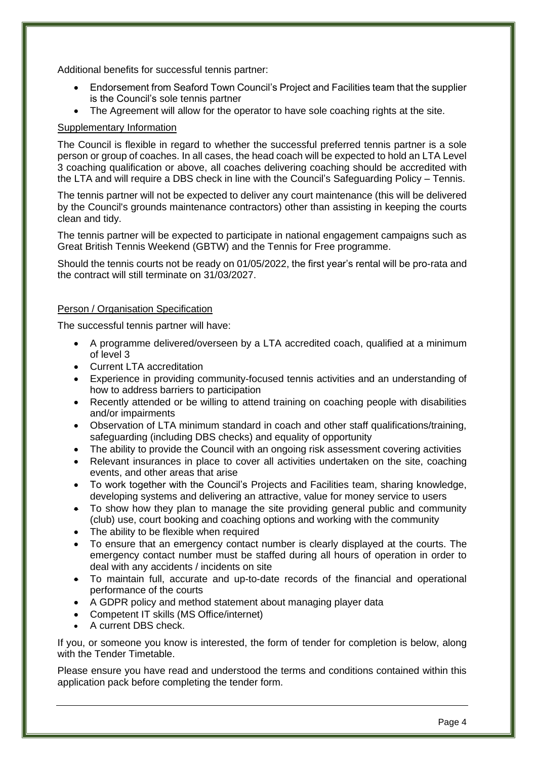Additional benefits for successful tennis partner:

- Endorsement from Seaford Town Council's Project and Facilities team that the supplier is the Council's sole tennis partner
- The Agreement will allow for the operator to have sole coaching rights at the site.

## Supplementary Information

The Council is flexible in regard to whether the successful preferred tennis partner is a sole person or group of coaches. In all cases, the head coach will be expected to hold an LTA Level 3 coaching qualification or above, all coaches delivering coaching should be accredited with the LTA and will require a DBS check in line with the Council's Safeguarding Policy – Tennis.

The tennis partner will not be expected to deliver any court maintenance (this will be delivered by the Council's grounds maintenance contractors) other than assisting in keeping the courts clean and tidy.

The tennis partner will be expected to participate in national engagement campaigns such as Great British Tennis Weekend (GBTW) and the Tennis for Free programme.

Should the tennis courts not be ready on 01/05/2022, the first year's rental will be pro-rata and the contract will still terminate on 31/03/2027.

## Person / Organisation Specification

The successful tennis partner will have:

- A programme delivered/overseen by a LTA accredited coach, qualified at a minimum of level 3
- Current LTA accreditation
- Experience in providing community-focused tennis activities and an understanding of how to address barriers to participation
- Recently attended or be willing to attend training on coaching people with disabilities and/or impairments
- Observation of LTA minimum standard in coach and other staff qualifications/training, safeguarding (including DBS checks) and equality of opportunity
- The ability to provide the Council with an ongoing risk assessment covering activities
- Relevant insurances in place to cover all activities undertaken on the site, coaching events, and other areas that arise
- To work together with the Council's Projects and Facilities team, sharing knowledge, developing systems and delivering an attractive, value for money service to users
- To show how they plan to manage the site providing general public and community (club) use, court booking and coaching options and working with the community
- The ability to be flexible when required
- To ensure that an emergency contact number is clearly displayed at the courts. The emergency contact number must be staffed during all hours of operation in order to deal with any accidents / incidents on site
- To maintain full, accurate and up-to-date records of the financial and operational performance of the courts
- A GDPR policy and method statement about managing player data
- Competent IT skills (MS Office/internet)
- A current DBS check.

If you, or someone you know is interested, the form of tender for completion is below, along with the Tender Timetable.

Please ensure you have read and understood the terms and conditions contained within this application pack before completing the tender form.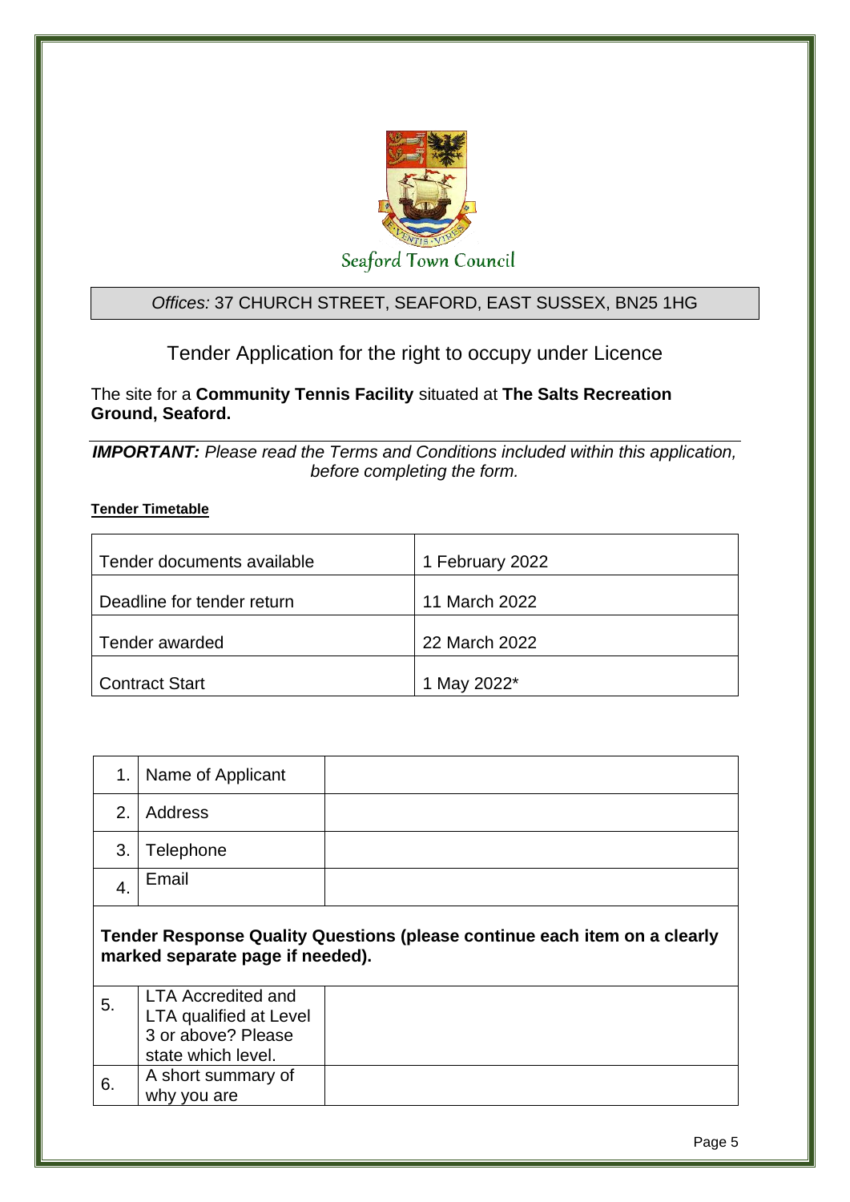Seaford Town Council

*Offices:* 37 CHURCH STREET, SEAFORD, EAST SUSSEX, BN25 1HG

# Tender Application for the right to occupy under Licence

The site for a **Community Tennis Facility** situated at **The Salts Recreation Ground, Seaford.**

***IMPORTANT:*** *Please read the Terms and Conditions included within this application, before completing the form.*

**Tender Timetable**

| | |
|---|---|
| Tender documents available | 1 February 2022 |
| Deadline for tender return | 11 March 2022 |
| Tender awarded | 22 March 2022 |
| Contract Start | 1 May 2022* |

| | | |
|---|---|---|
| 1. | Name of Applicant | |
| 2. | Address | |
| 3. | Telephone | |
| 4. | Email | |
| **Tender Response Quality Questions (please continue each item on a clearly marked separate page if needed).** | | |
| 5. | LTA Accredited and LTA qualified at Level 3 or above? Please state which level. | |
| 6. | A short summary of why you are | |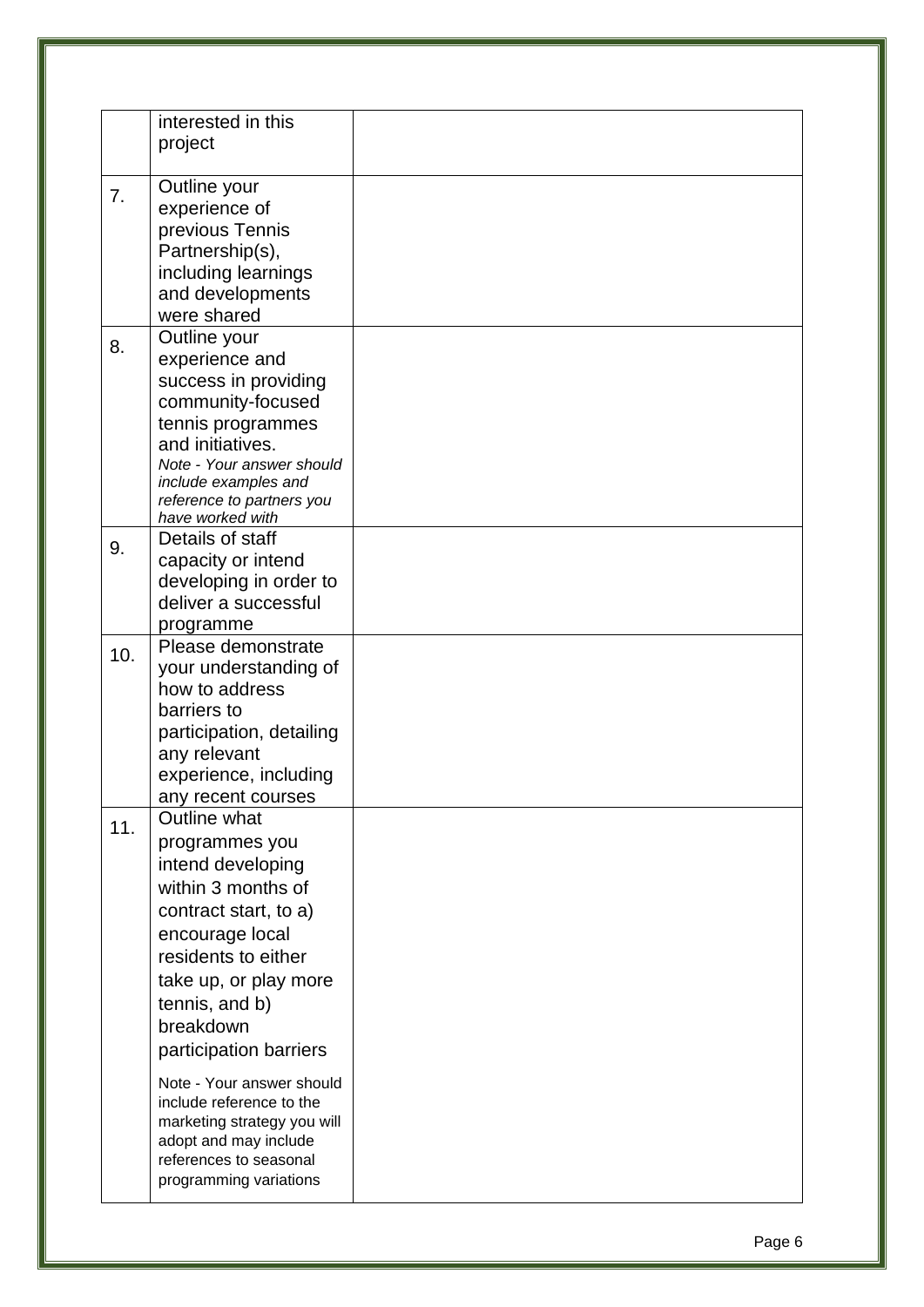| | | |
|---|---|---|
| | interested in this project | |
| 7. | Outline your experience of previous Tennis Partnership(s), including learnings and developments were shared | |
| 8. | Outline your experience and success in providing community-focused tennis programmes and initiatives. *Note - Your answer should include examples and reference to partners you have worked with* | |
| 9. | Details of staff capacity or intend developing in order to deliver a successful programme | |
| 10. | Please demonstrate your understanding of how to address barriers to participation, detailing any relevant experience, including any recent courses | |
| 11. | Outline what programmes you intend developing within 3 months of contract start, to a) encourage local residents to either take up, or play more tennis, and b) breakdown participation barriers<br><br>Note - Your answer should include reference to the marketing strategy you will adopt and may include references to seasonal programming variations | |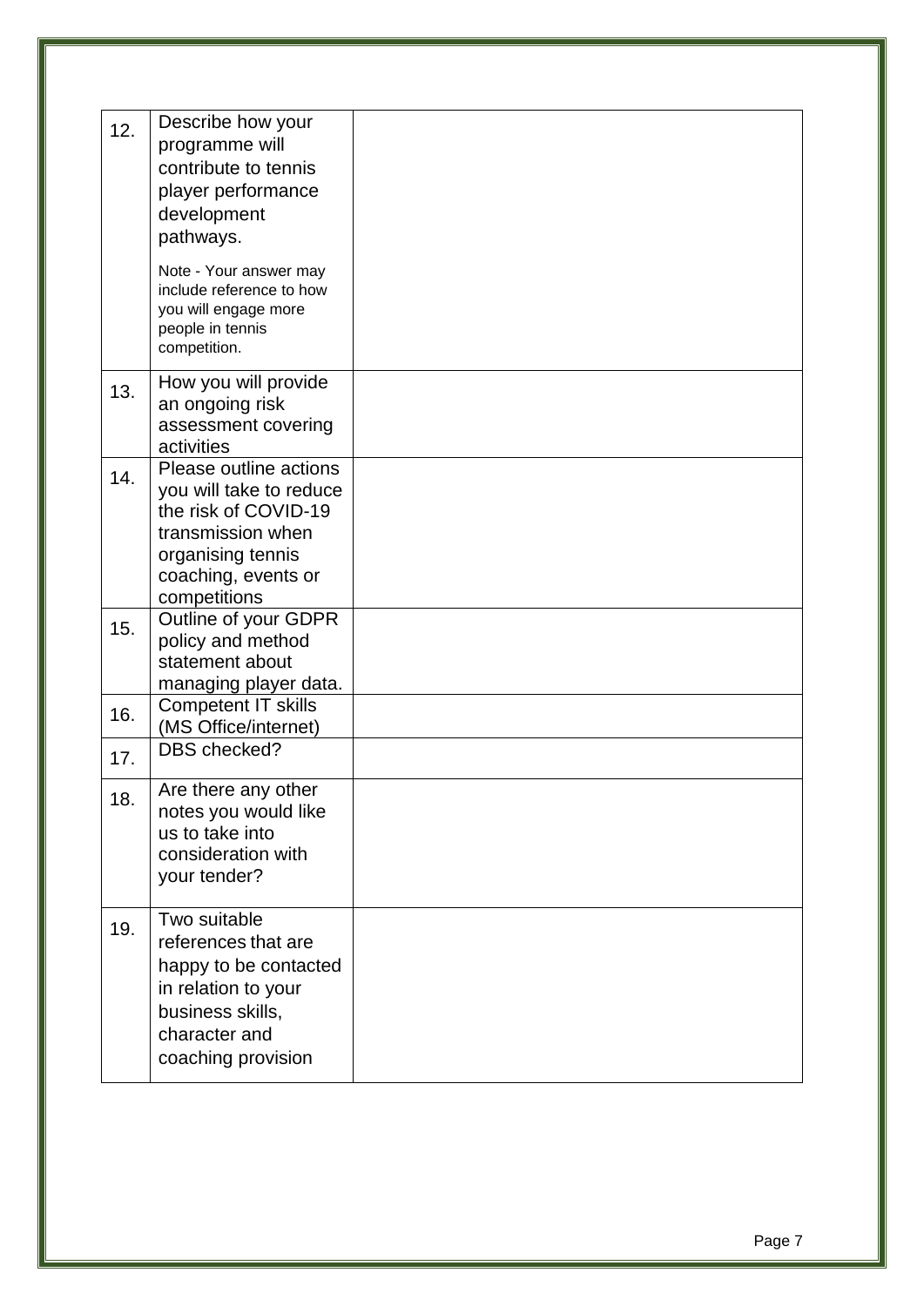| | | |
|---|---|---|
| 12. | Describe how your programme will contribute to tennis player performance development pathways.<br><br>Note - Your answer may include reference to how you will engage more people in tennis competition. | |
| 13. | How you will provide an ongoing risk assessment covering activities | |
| 14. | Please outline actions you will take to reduce the risk of COVID-19 transmission when organising tennis coaching, events or competitions | |
| 15. | Outline of your GDPR policy and method statement about managing player data. | |
| 16. | Competent IT skills (MS Office/internet) | |
| 17. | DBS checked? | |
| 18. | Are there any other notes you would like us to take into consideration with your tender? | |
| 19. | Two suitable references that are happy to be contacted in relation to your business skills, character and coaching provision | |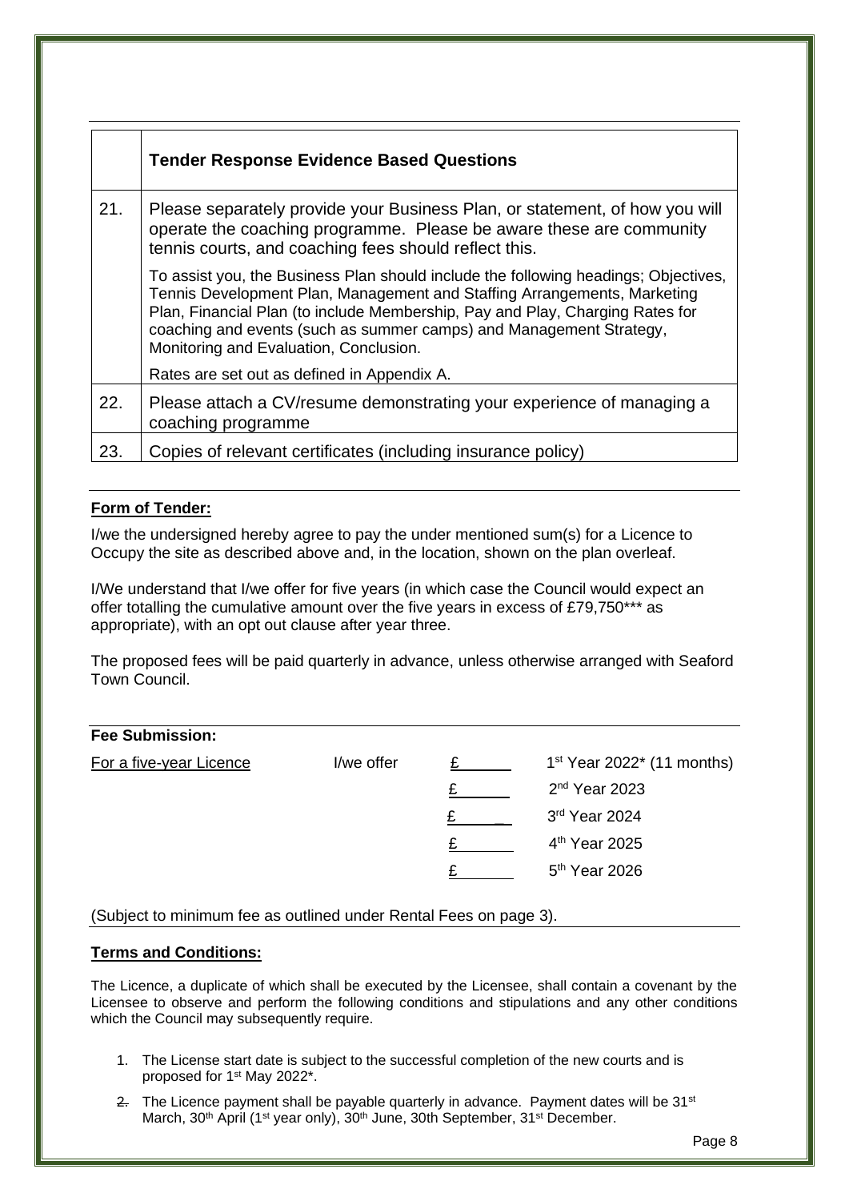|  | **Tender Response Evidence Based Questions** |
|---|---|
| 21. | Please separately provide your Business Plan, or statement, of how you will operate the coaching programme. Please be aware these are community tennis courts, and coaching fees should reflect this.<br><br>To assist you, the Business Plan should include the following headings; Objectives, Tennis Development Plan, Management and Staffing Arrangements, Marketing Plan, Financial Plan (to include Membership, Pay and Play, Charging Rates for coaching and events (such as summer camps) and Management Strategy, Monitoring and Evaluation, Conclusion.<br><br>Rates are set out as defined in Appendix A. |
| 22. | Please attach a CV/resume demonstrating your experience of managing a coaching programme |
| 23. | Copies of relevant certificates (including insurance policy) |

**Form of Tender:**

I/we the undersigned hereby agree to pay the under mentioned sum(s) for a Licence to Occupy the site as described above and, in the location, shown on the plan overleaf.

I/We understand that I/we offer for five years (in which case the Council would expect an offer totalling the cumulative amount over the five years in excess of £79,750*** as appropriate), with an opt out clause after year three.

The proposed fees will be paid quarterly in advance, unless otherwise arranged with Seaford Town Council.

**Fee Submission:**

| For a five-year Licence | I/we offer | £______ | 1st Year 2022* (11 months) |
|---|---|---|---|
|  |  | £______ | 2nd Year 2023 |
|  |  | £______ | 3rd Year 2024 |
|  |  | £______ | 4th Year 2025 |
|  |  | £______ | 5th Year 2026 |

(Subject to minimum fee as outlined under Rental Fees on page 3).

**Terms and Conditions:**

The Licence, a duplicate of which shall be executed by the Licensee, shall contain a covenant by the Licensee to observe and perform the following conditions and stipulations and any other conditions which the Council may subsequently require.

1. The License start date is subject to the successful completion of the new courts and is proposed for 1st May 2022*.
2. The Licence payment shall be payable quarterly in advance. Payment dates will be 31st March, 30th April (1st year only), 30th June, 30th September, 31st December.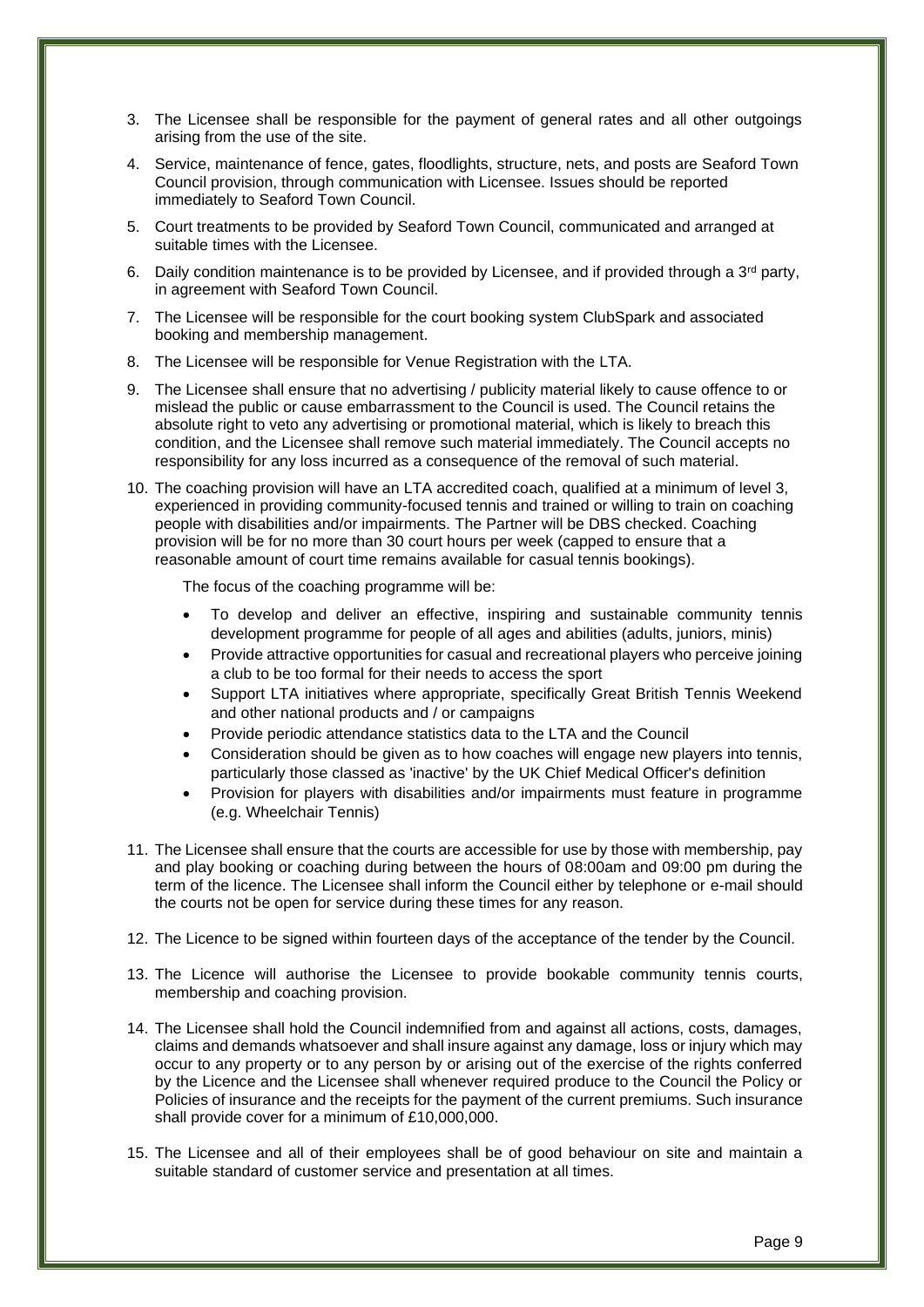3. The Licensee shall be responsible for the payment of general rates and all other outgoings arising from the use of the site.

4. Service, maintenance of fence, gates, floodlights, structure, nets, and posts are Seaford Town Council provision, through communication with Licensee. Issues should be reported immediately to Seaford Town Council.

5. Court treatments to be provided by Seaford Town Council, communicated and arranged at suitable times with the Licensee.

6. Daily condition maintenance is to be provided by Licensee, and if provided through a 3rd party, in agreement with Seaford Town Council.

7. The Licensee will be responsible for the court booking system ClubSpark and associated booking and membership management.

8. The Licensee will be responsible for Venue Registration with the LTA.

9. The Licensee shall ensure that no advertising / publicity material likely to cause offence to or mislead the public or cause embarrassment to the Council is used. The Council retains the absolute right to veto any advertising or promotional material, which is likely to breach this condition, and the Licensee shall remove such material immediately. The Council accepts no responsibility for any loss incurred as a consequence of the removal of such material.

10. The coaching provision will have an LTA accredited coach, qualified at a minimum of level 3, experienced in providing community-focused tennis and trained or willing to train on coaching people with disabilities and/or impairments. The Partner will be DBS checked. Coaching provision will be for no more than 30 court hours per week (capped to ensure that a reasonable amount of court time remains available for casual tennis bookings).

    The focus of the coaching programme will be:

    - To develop and deliver an effective, inspiring and sustainable community tennis development programme for people of all ages and abilities (adults, juniors, minis)
    - Provide attractive opportunities for casual and recreational players who perceive joining a club to be too formal for their needs to access the sport
    - Support LTA initiatives where appropriate, specifically Great British Tennis Weekend and other national products and / or campaigns
    - Provide periodic attendance statistics data to the LTA and the Council
    - Consideration should be given as to how coaches will engage new players into tennis, particularly those classed as 'inactive' by the UK Chief Medical Officer's definition
    - Provision for players with disabilities and/or impairments must feature in programme (e.g. Wheelchair Tennis)

11. The Licensee shall ensure that the courts are accessible for use by those with membership, pay and play booking or coaching during between the hours of 08:00am and 09:00 pm during the term of the licence. The Licensee shall inform the Council either by telephone or e-mail should the courts not be open for service during these times for any reason.

12. The Licence to be signed within fourteen days of the acceptance of the tender by the Council.

13. The Licence will authorise the Licensee to provide bookable community tennis courts, membership and coaching provision.

14. The Licensee shall hold the Council indemnified from and against all actions, costs, damages, claims and demands whatsoever and shall insure against any damage, loss or injury which may occur to any property or to any person by or arising out of the exercise of the rights conferred by the Licence and the Licensee shall whenever required produce to the Council the Policy or Policies of insurance and the receipts for the payment of the current premiums. Such insurance shall provide cover for a minimum of £10,000,000.

15. The Licensee and all of their employees shall be of good behaviour on site and maintain a suitable standard of customer service and presentation at all times.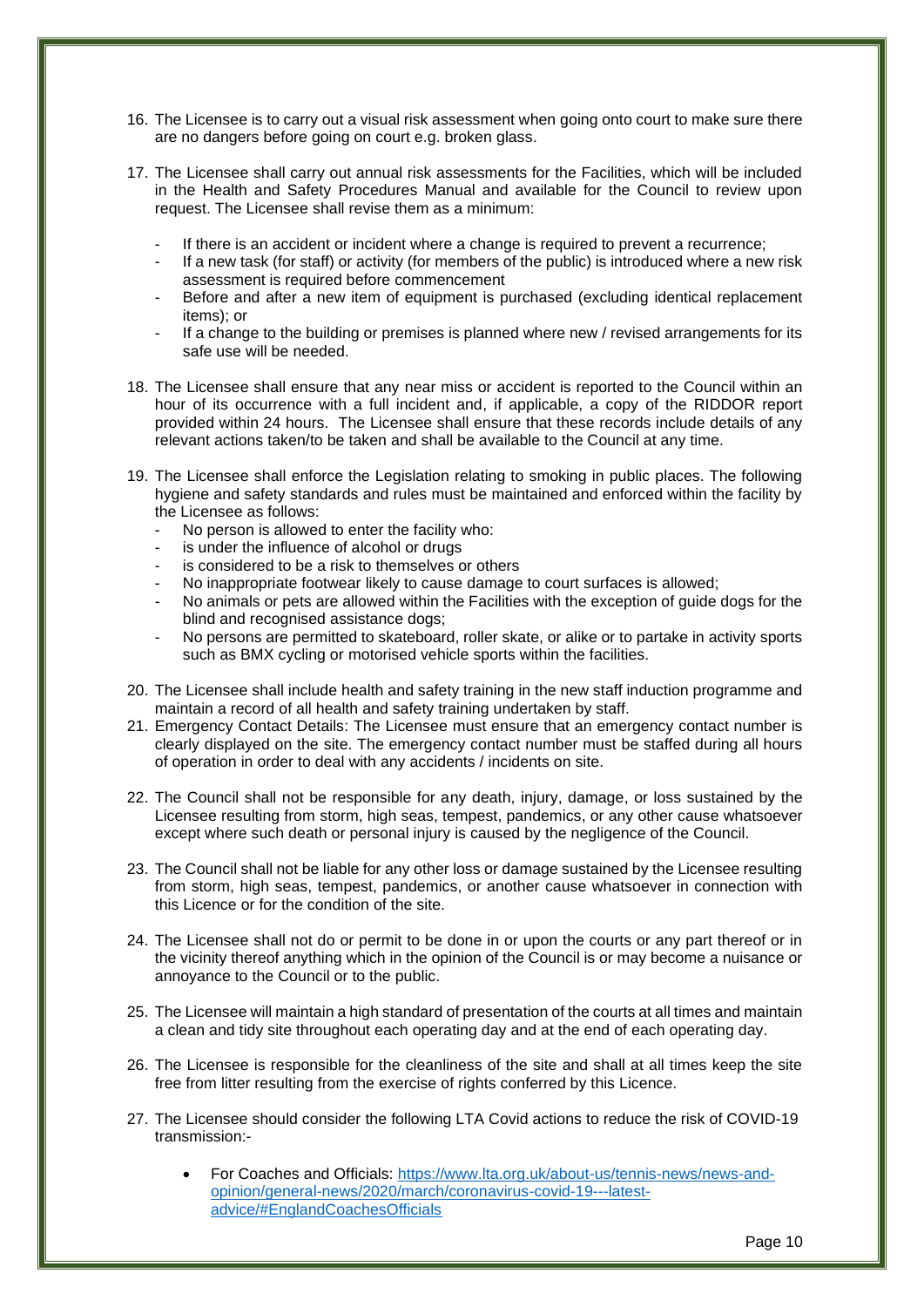16. The Licensee is to carry out a visual risk assessment when going onto court to make sure there are no dangers before going on court e.g. broken glass.

17. The Licensee shall carry out annual risk assessments for the Facilities, which will be included in the Health and Safety Procedures Manual and available for the Council to review upon request. The Licensee shall revise them as a minimum:

    - If there is an accident or incident where a change is required to prevent a recurrence;
    - If a new task (for staff) or activity (for members of the public) is introduced where a new risk assessment is required before commencement
    - Before and after a new item of equipment is purchased (excluding identical replacement items); or
    - If a change to the building or premises is planned where new / revised arrangements for its safe use will be needed.

18. The Licensee shall ensure that any near miss or accident is reported to the Council within an hour of its occurrence with a full incident and, if applicable, a copy of the RIDDOR report provided within 24 hours. The Licensee shall ensure that these records include details of any relevant actions taken/to be taken and shall be available to the Council at any time.

19. The Licensee shall enforce the Legislation relating to smoking in public places. The following hygiene and safety standards and rules must be maintained and enforced within the facility by the Licensee as follows:
    - No person is allowed to enter the facility who:
    - is under the influence of alcohol or drugs
    - is considered to be a risk to themselves or others
    - No inappropriate footwear likely to cause damage to court surfaces is allowed;
    - No animals or pets are allowed within the Facilities with the exception of guide dogs for the blind and recognised assistance dogs;
    - No persons are permitted to skateboard, roller skate, or alike or to partake in activity sports such as BMX cycling or motorised vehicle sports within the facilities.

20. The Licensee shall include health and safety training in the new staff induction programme and maintain a record of all health and safety training undertaken by staff.

21. Emergency Contact Details: The Licensee must ensure that an emergency contact number is clearly displayed on the site. The emergency contact number must be staffed during all hours of operation in order to deal with any accidents / incidents on site.

22. The Council shall not be responsible for any death, injury, damage, or loss sustained by the Licensee resulting from storm, high seas, tempest, pandemics, or any other cause whatsoever except where such death or personal injury is caused by the negligence of the Council.

23. The Council shall not be liable for any other loss or damage sustained by the Licensee resulting from storm, high seas, tempest, pandemics, or another cause whatsoever in connection with this Licence or for the condition of the site.

24. The Licensee shall not do or permit to be done in or upon the courts or any part thereof or in the vicinity thereof anything which in the opinion of the Council is or may become a nuisance or annoyance to the Council or to the public.

25. The Licensee will maintain a high standard of presentation of the courts at all times and maintain a clean and tidy site throughout each operating day and at the end of each operating day.

26. The Licensee is responsible for the cleanliness of the site and shall at all times keep the site free from litter resulting from the exercise of rights conferred by this Licence.

27. The Licensee should consider the following LTA Covid actions to reduce the risk of COVID-19 transmission:-

    - For Coaches and Officials: https://www.lta.org.uk/about-us/tennis-news/news-and-opinion/general-news/2020/march/coronavirus-covid-19---latest-advice/#EnglandCoachesOfficials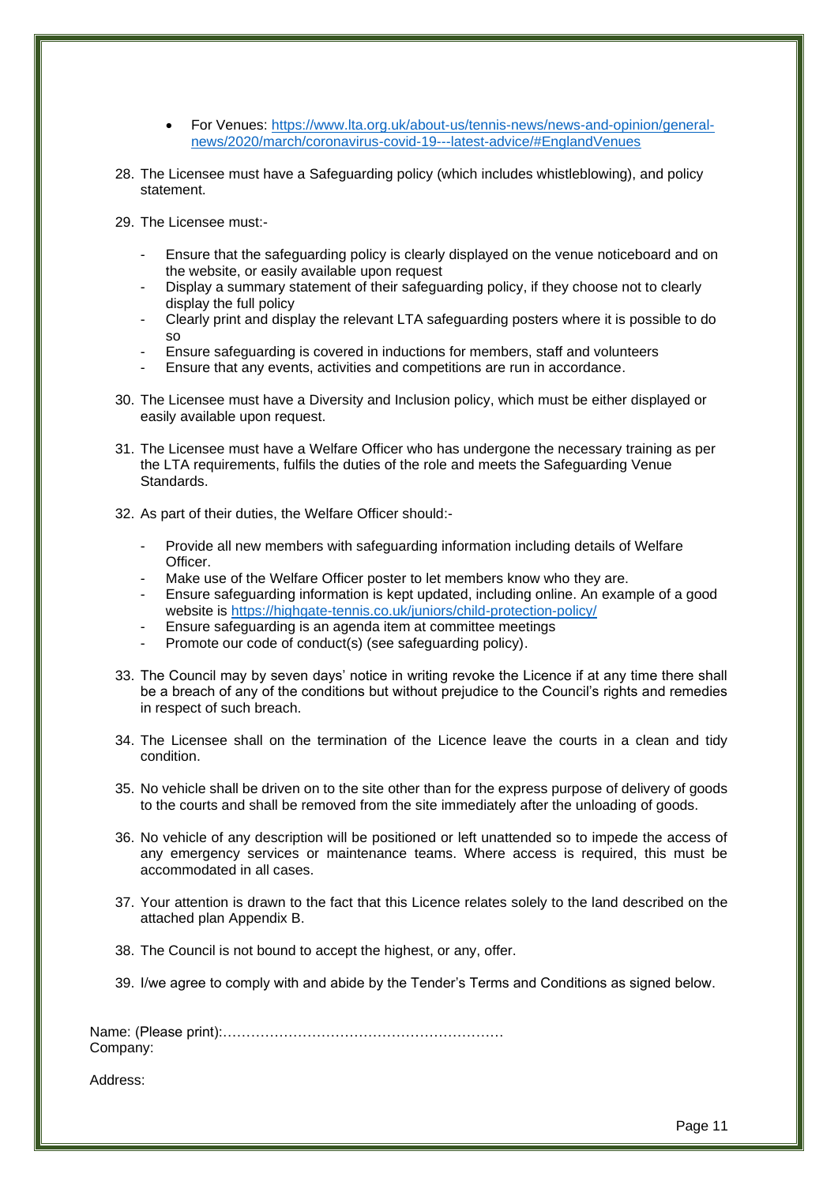- For Venues: [https://www.lta.org.uk/about-us/tennis-news/news-and-opinion/general-news/2020/march/coronavirus-covid-19---latest-advice/#EnglandVenues](https://www.lta.org.uk/about-us/tennis-news/news-and-opinion/general-news/2020/march/coronavirus-covid-19---latest-advice/#EnglandVenues)

28. The Licensee must have a Safeguarding policy (which includes whistleblowing), and policy statement.

29. The Licensee must:-

    - Ensure that the safeguarding policy is clearly displayed on the venue noticeboard and on the website, or easily available upon request
    - Display a summary statement of their safeguarding policy, if they choose not to clearly display the full policy
    - Clearly print and display the relevant LTA safeguarding posters where it is possible to do so
    - Ensure safeguarding is covered in inductions for members, staff and volunteers
    - Ensure that any events, activities and competitions are run in accordance.

30. The Licensee must have a Diversity and Inclusion policy, which must be either displayed or easily available upon request.

31. The Licensee must have a Welfare Officer who has undergone the necessary training as per the LTA requirements, fulfils the duties of the role and meets the Safeguarding Venue Standards.

32. As part of their duties, the Welfare Officer should:-

    - Provide all new members with safeguarding information including details of Welfare Officer.
    - Make use of the Welfare Officer poster to let members know who they are.
    - Ensure safeguarding information is kept updated, including online. An example of a good website is [https://highgate-tennis.co.uk/juniors/child-protection-policy/](https://highgate-tennis.co.uk/juniors/child-protection-policy/)
    - Ensure safeguarding is an agenda item at committee meetings
    - Promote our code of conduct(s) (see safeguarding policy).

33. The Council may by seven days' notice in writing revoke the Licence if at any time there shall be a breach of any of the conditions but without prejudice to the Council's rights and remedies in respect of such breach.

34. The Licensee shall on the termination of the Licence leave the courts in a clean and tidy condition.

35. No vehicle shall be driven on to the site other than for the express purpose of delivery of goods to the courts and shall be removed from the site immediately after the unloading of goods.

36. No vehicle of any description will be positioned or left unattended so to impede the access of any emergency services or maintenance teams. Where access is required, this must be accommodated in all cases.

37. Your attention is drawn to the fact that this Licence relates solely to the land described on the attached plan Appendix B.

38. The Council is not bound to accept the highest, or any, offer.

39. I/we agree to comply with and abide by the Tender's Terms and Conditions as signed below.

Name: (Please print):……………………………………………………
Company:

Address: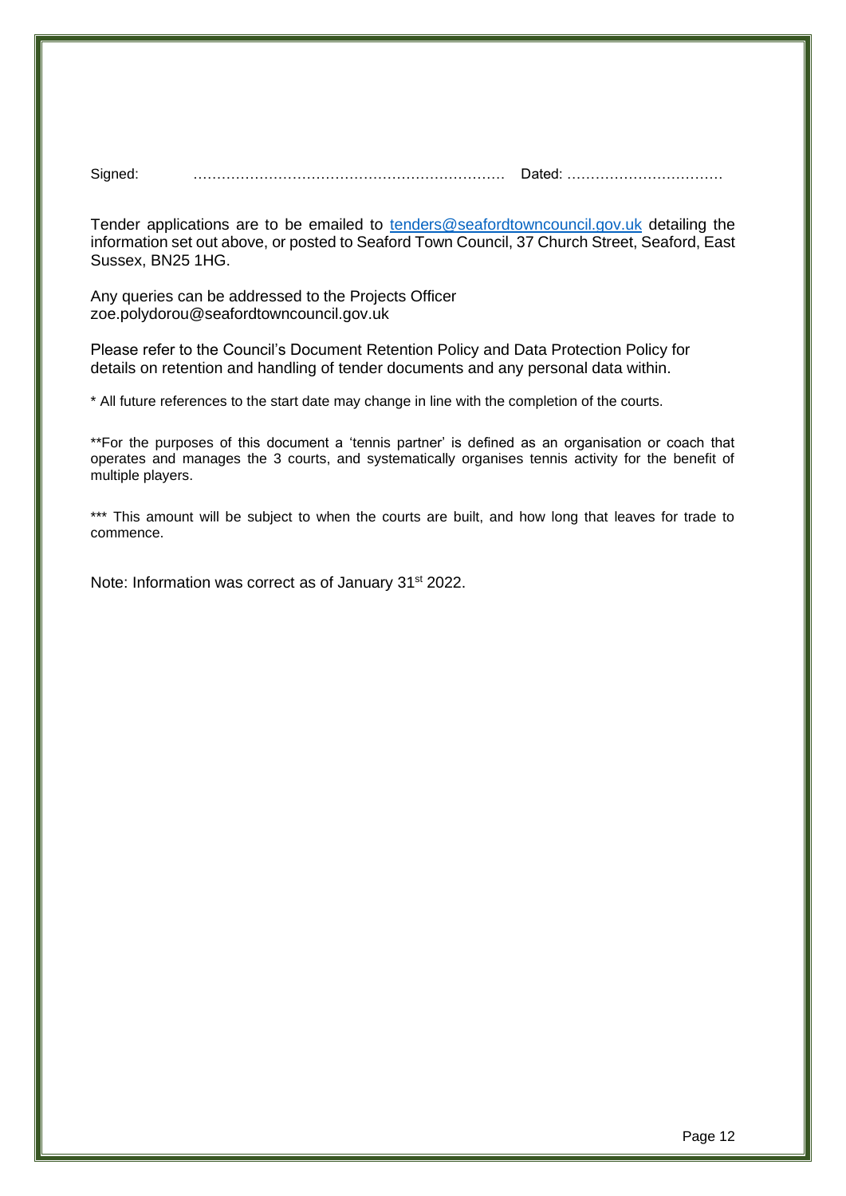Signed: ………………………………………………………… Dated: ……………………………

Tender applications are to be emailed to [tenders@seafordtowncouncil.gov.uk](mailto:tenders@seafordtowncouncil.gov.uk) detailing the information set out above, or posted to Seaford Town Council, 37 Church Street, Seaford, East Sussex, BN25 1HG.

Any queries can be addressed to the Projects Officer
zoe.polydorou@seafordtowncouncil.gov.uk

Please refer to the Council's Document Retention Policy and Data Protection Policy for details on retention and handling of tender documents and any personal data within.

* All future references to the start date may change in line with the completion of the courts.

**For the purposes of this document a 'tennis partner' is defined as an organisation or coach that operates and manages the 3 courts, and systematically organises tennis activity for the benefit of multiple players.

*** This amount will be subject to when the courts are built, and how long that leaves for trade to commence.

Note: Information was correct as of January 31st 2022.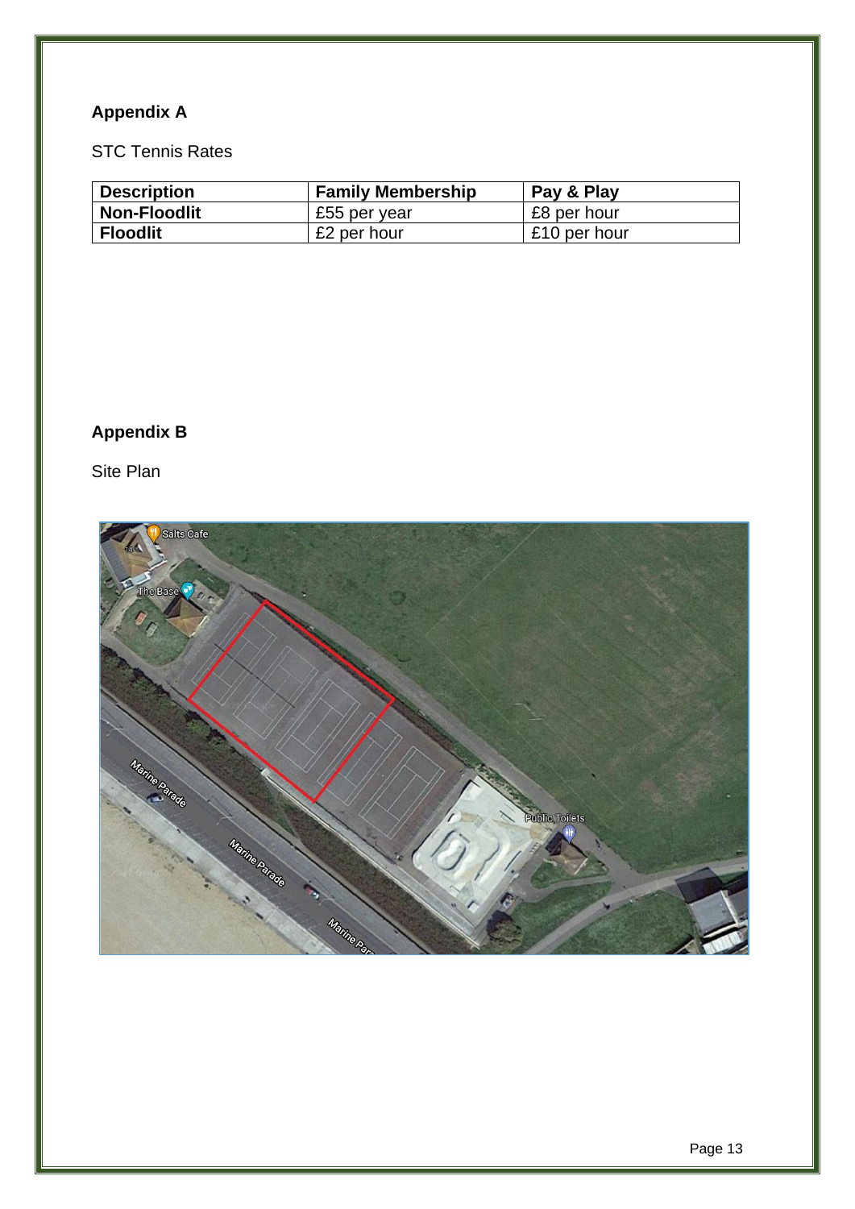**Appendix A**

STC Tennis Rates

| Description | Family Membership | Pay & Play |
|---|---|---|
| **Non-Floodlit** | £55 per year | £8 per hour |
| **Floodlit** | £2 per hour | £10 per hour |

**Appendix B**

Site Plan